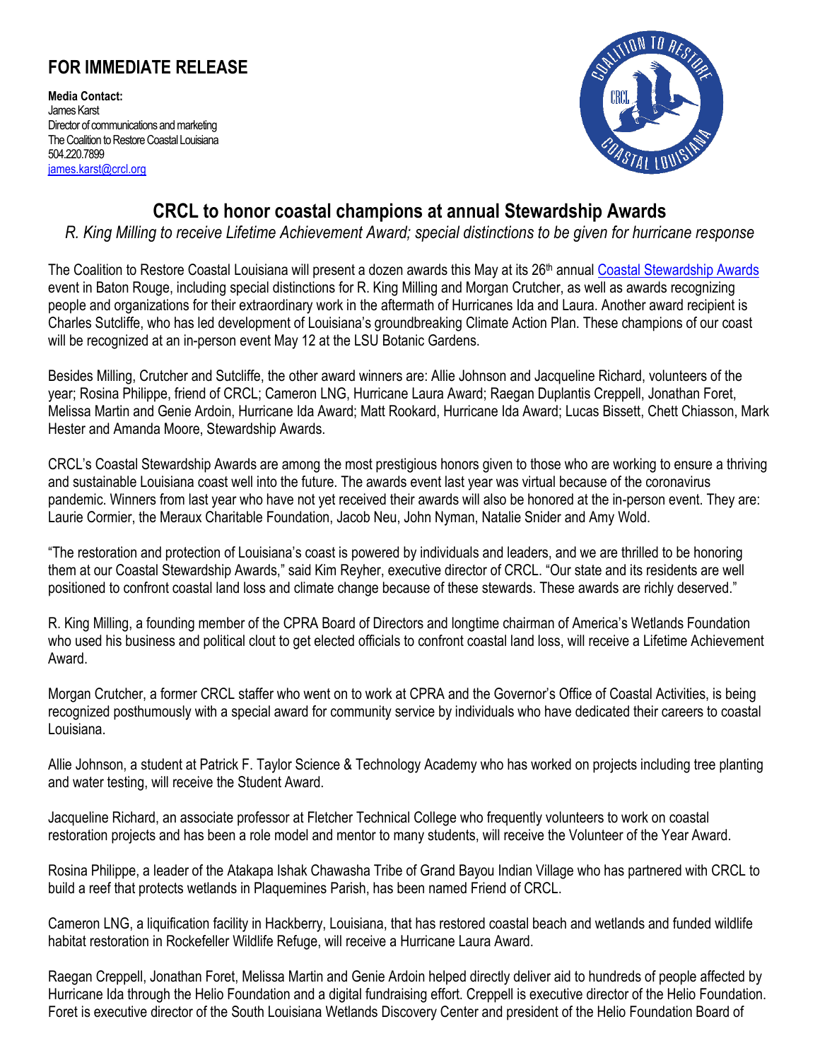## FOR IMMEDIATE RELEASE

**Media Contact:**
James Karst
Director of communications and marketing
The Coalition to Restore Coastal Louisiana
504.220.7899
james.karst@crcl.org

# CRCL to honor coastal champions at annual Stewardship Awards

*R. King Milling to receive Lifetime Achievement Award; special distinctions to be given for hurricane response*

The Coalition to Restore Coastal Louisiana will present a dozen awards this May at its 26th annual Coastal Stewardship Awards event in Baton Rouge, including special distinctions for R. King Milling and Morgan Crutcher, as well as awards recognizing people and organizations for their extraordinary work in the aftermath of Hurricanes Ida and Laura. Another award recipient is Charles Sutcliffe, who has led development of Louisiana's groundbreaking Climate Action Plan. These champions of our coast will be recognized at an in-person event May 12 at the LSU Botanic Gardens.

Besides Milling, Crutcher and Sutcliffe, the other award winners are: Allie Johnson and Jacqueline Richard, volunteers of the year; Rosina Philippe, friend of CRCL; Cameron LNG, Hurricane Laura Award; Raegan Duplantis Creppell, Jonathan Foret, Melissa Martin and Genie Ardoin, Hurricane Ida Award; Matt Rookard, Hurricane Ida Award; Lucas Bissett, Chett Chiasson, Mark Hester and Amanda Moore, Stewardship Awards.

CRCL's Coastal Stewardship Awards are among the most prestigious honors given to those who are working to ensure a thriving and sustainable Louisiana coast well into the future. The awards event last year was virtual because of the coronavirus pandemic. Winners from last year who have not yet received their awards will also be honored at the in-person event. They are: Laurie Cormier, the Meraux Charitable Foundation, Jacob Neu, John Nyman, Natalie Snider and Amy Wold.

"The restoration and protection of Louisiana's coast is powered by individuals and leaders, and we are thrilled to be honoring them at our Coastal Stewardship Awards," said Kim Reyher, executive director of CRCL. "Our state and its residents are well positioned to confront coastal land loss and climate change because of these stewards. These awards are richly deserved."

R. King Milling, a founding member of the CPRA Board of Directors and longtime chairman of America's Wetlands Foundation who used his business and political clout to get elected officials to confront coastal land loss, will receive a Lifetime Achievement Award.

Morgan Crutcher, a former CRCL staffer who went on to work at CPRA and the Governor's Office of Coastal Activities, is being recognized posthumously with a special award for community service by individuals who have dedicated their careers to coastal Louisiana.

Allie Johnson, a student at Patrick F. Taylor Science & Technology Academy who has worked on projects including tree planting and water testing, will receive the Student Award.

Jacqueline Richard, an associate professor at Fletcher Technical College who frequently volunteers to work on coastal restoration projects and has been a role model and mentor to many students, will receive the Volunteer of the Year Award.

Rosina Philippe, a leader of the Atakapa Ishak Chawasha Tribe of Grand Bayou Indian Village who has partnered with CRCL to build a reef that protects wetlands in Plaquemines Parish, has been named Friend of CRCL.

Cameron LNG, a liquification facility in Hackberry, Louisiana, that has restored coastal beach and wetlands and funded wildlife habitat restoration in Rockefeller Wildlife Refuge, will receive a Hurricane Laura Award.

Raegan Creppell, Jonathan Foret, Melissa Martin and Genie Ardoin helped directly deliver aid to hundreds of people affected by Hurricane Ida through the Helio Foundation and a digital fundraising effort. Creppell is executive director of the Helio Foundation. Foret is executive director of the South Louisiana Wetlands Discovery Center and president of the Helio Foundation Board of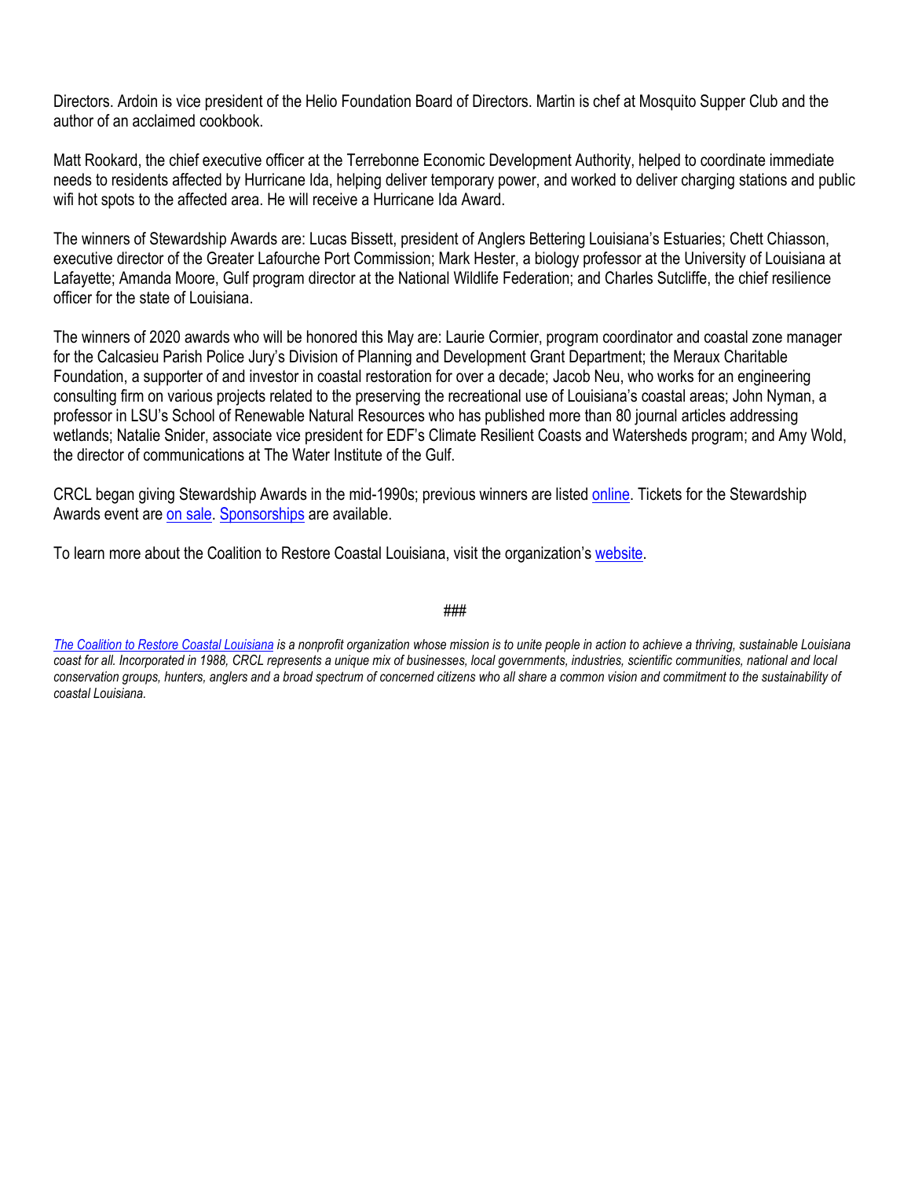Directors. Ardoin is vice president of the Helio Foundation Board of Directors. Martin is chef at Mosquito Supper Club and the author of an acclaimed cookbook.

Matt Rookard, the chief executive officer at the Terrebonne Economic Development Authority, helped to coordinate immediate needs to residents affected by Hurricane Ida, helping deliver temporary power, and worked to deliver charging stations and public wifi hot spots to the affected area. He will receive a Hurricane Ida Award.

The winners of Stewardship Awards are: Lucas Bissett, president of Anglers Bettering Louisiana's Estuaries; Chett Chiasson, executive director of the Greater Lafourche Port Commission; Mark Hester, a biology professor at the University of Louisiana at Lafayette; Amanda Moore, Gulf program director at the National Wildlife Federation; and Charles Sutcliffe, the chief resilience officer for the state of Louisiana.

The winners of 2020 awards who will be honored this May are: Laurie Cormier, program coordinator and coastal zone manager for the Calcasieu Parish Police Jury's Division of Planning and Development Grant Department; the Meraux Charitable Foundation, a supporter of and investor in coastal restoration for over a decade; Jacob Neu, who works for an engineering consulting firm on various projects related to the preserving the recreational use of Louisiana's coastal areas; John Nyman, a professor in LSU's School of Renewable Natural Resources who has published more than 80 journal articles addressing wetlands; Natalie Snider, associate vice president for EDF's Climate Resilient Coasts and Watersheds program; and Amy Wold, the director of communications at The Water Institute of the Gulf.

CRCL began giving Stewardship Awards in the mid-1990s; previous winners are listed online. Tickets for the Stewardship Awards event are on sale. Sponsorships are available.

To learn more about the Coalition to Restore Coastal Louisiana, visit the organization's website.

###

*The Coalition to Restore Coastal Louisiana is a nonprofit organization whose mission is to unite people in action to achieve a thriving, sustainable Louisiana coast for all. Incorporated in 1988, CRCL represents a unique mix of businesses, local governments, industries, scientific communities, national and local conservation groups, hunters, anglers and a broad spectrum of concerned citizens who all share a common vision and commitment to the sustainability of coastal Louisiana.*